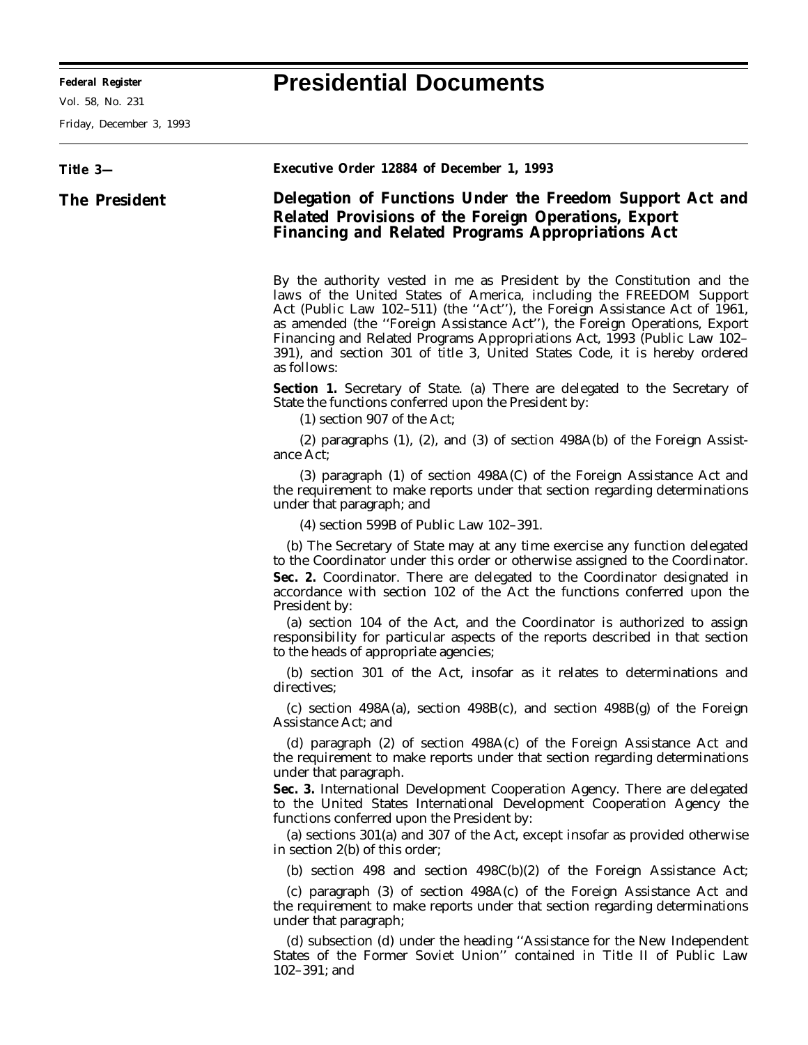# Presidential Documents

**Title 3—**

**The President**

## Executive Order 12884 of December 1, 1993

## Delegation of Functions Under the Freedom Support Act and Related Provisions of the Foreign Operations, Export Financing and Related Programs Appropriations Act

By the authority vested in me as President by the Constitution and the laws of the United States of America, including the FREEDOM Support Act (Public Law 102–511) (the ''Act''), the Foreign Assistance Act of 1961, as amended (the ''Foreign Assistance Act''), the Foreign Operations, Export Financing and Related Programs Appropriations Act, 1993 (Public Law 102–391), and section 301 of title 3, United States Code, it is hereby ordered as follows:

**Section 1.** *Secretary of State.* (a) There are delegated to the Secretary of State the functions conferred upon the President by:

(1) section 907 of the Act;

(2) paragraphs (1), (2), and (3) of section 498A(b) of the Foreign Assistance Act;

(3) paragraph (1) of section 498A(C) of the Foreign Assistance Act and the requirement to make reports under that section regarding determinations under that paragraph; and

(4) section 599B of Public Law 102–391.

(b) The Secretary of State may at any time exercise any function delegated to the Coordinator under this order or otherwise assigned to the Coordinator.

**Sec. 2.** *Coordinator.* There are delegated to the Coordinator designated in accordance with section 102 of the Act the functions conferred upon the President by:

(a) section 104 of the Act, and the Coordinator is authorized to assign responsibility for particular aspects of the reports described in that section to the heads of appropriate agencies;

(b) section 301 of the Act, insofar as it relates to determinations and directives;

(c) section 498A(a), section 498B(c), and section 498B(g) of the Foreign Assistance Act; and

(d) paragraph (2) of section 498A(c) of the Foreign Assistance Act and the requirement to make reports under that section regarding determinations under that paragraph.

**Sec. 3.** *International Development Cooperation Agency.* There are delegated to the United States International Development Cooperation Agency the functions conferred upon the President by:

(a) sections 301(a) and 307 of the Act, except insofar as provided otherwise in section 2(b) of this order;

(b) section 498 and section 498C(b)(2) of the Foreign Assistance Act;

(c) paragraph (3) of section 498A(c) of the Foreign Assistance Act and the requirement to make reports under that section regarding determinations under that paragraph;

(d) subsection (d) under the heading ''Assistance for the New Independent States of the Former Soviet Union'' contained in Title II of Public Law 102–391; and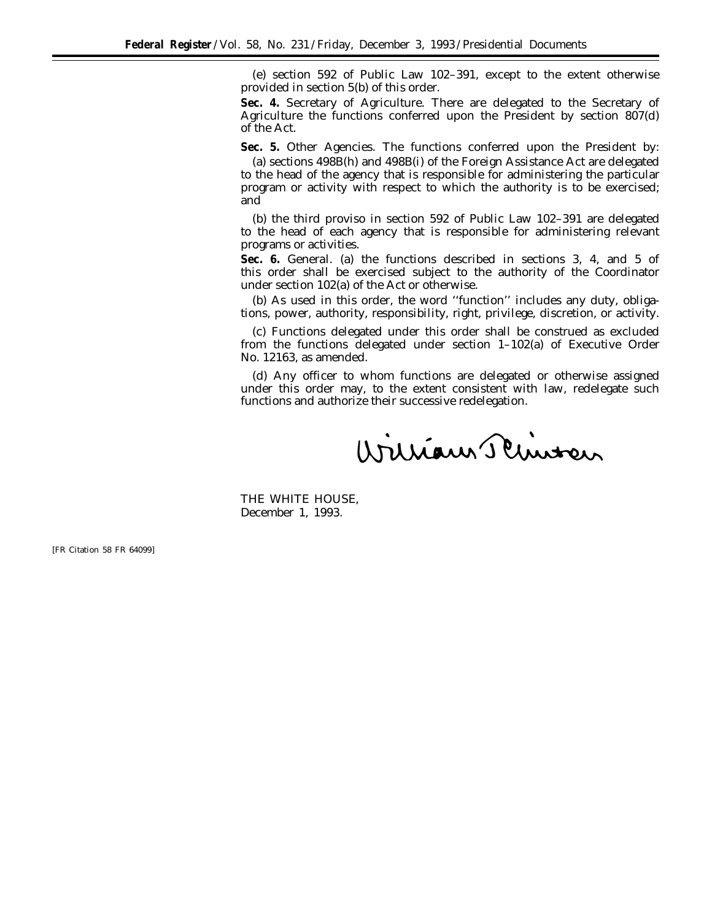(e) section 592 of Public Law 102–391, except to the extent otherwise provided in section 5(b) of this order.

**Sec. 4.** Secretary of Agriculture. There are delegated to the Secretary of Agriculture the functions conferred upon the President by section 807(d) of the Act.

**Sec. 5.** Other Agencies. The functions conferred upon the President by:

(a) sections 498B(h) and 498B(i) of the Foreign Assistance Act are delegated to the head of the agency that is responsible for administering the particular program or activity with respect to which the authority is to be exercised; and

(b) the third proviso in section 592 of Public Law 102–391 are delegated to the head of each agency that is responsible for administering relevant programs or activities.

**Sec. 6.** General. (a) the functions described in sections 3, 4, and 5 of this order shall be exercised subject to the authority of the Coordinator under section 102(a) of the Act or otherwise.

(b) As used in this order, the word ''function'' includes any duty, obligations, power, authority, responsibility, right, privilege, discretion, or activity.

(c) Functions delegated under this order shall be construed as excluded from the functions delegated under section 1–102(a) of Executive Order No. 12163, as amended.

(d) Any officer to whom functions are delegated or otherwise assigned under this order may, to the extent consistent with law, redelegate such functions and authorize their successive redelegation.

William J. Clinton

THE WHITE HOUSE,
December 1, 1993.

[FR Citation 58 FR 64099]